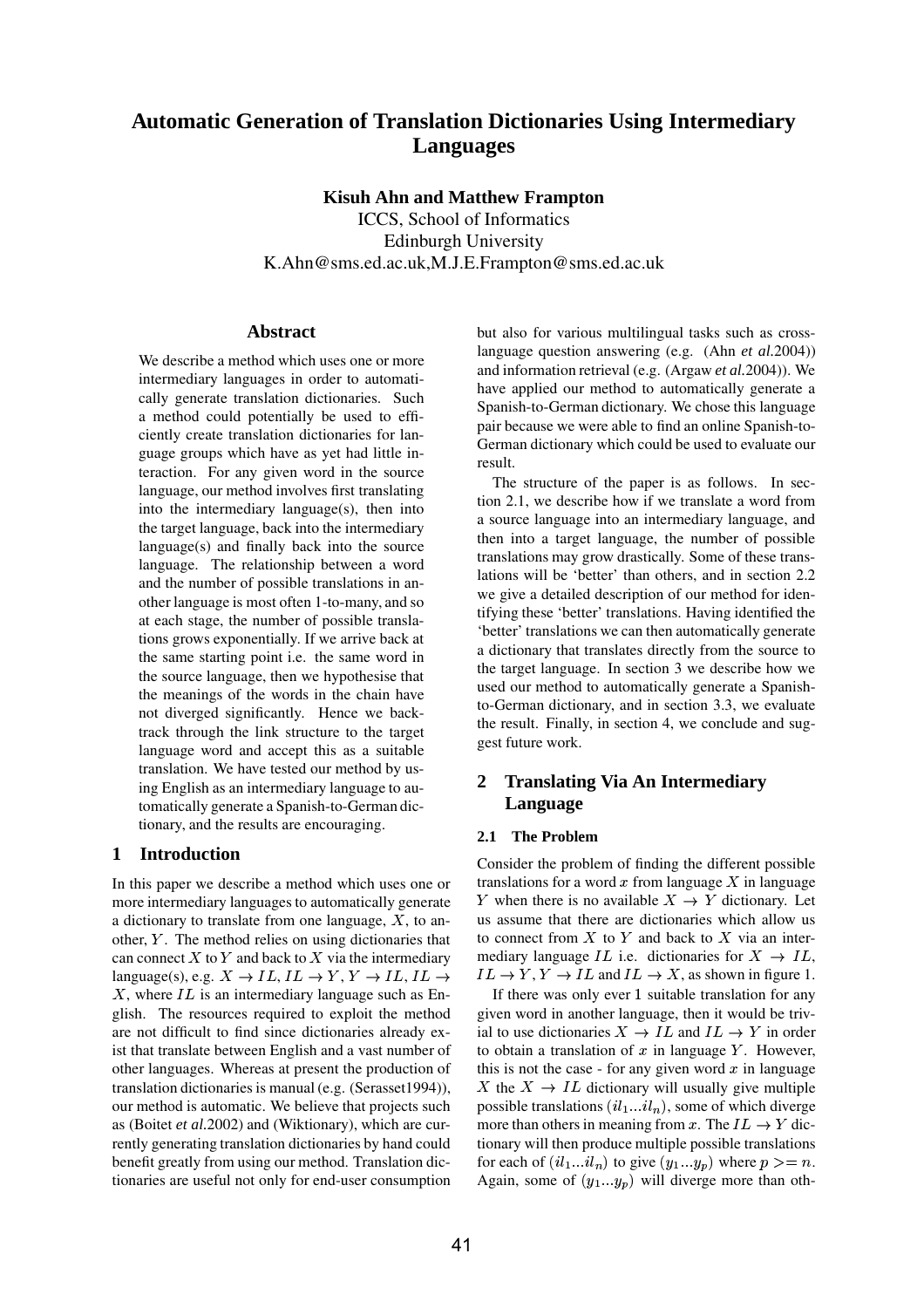# Automatic Generation of Translation Dictionaries Using Intermediary Languages

**Kisuh Ahn and Matthew Frampton**
ICCS, School of Informatics
Edinburgh University
K.Ahn@sms.ed.ac.uk,M.J.E.Frampton@sms.ed.ac.uk

## Abstract

We describe a method which uses one or more intermediary languages in order to automatically generate translation dictionaries. Such a method could potentially be used to efficiently create translation dictionaries for language groups which have as yet had little interaction. For any given word in the source language, our method involves first translating into the intermediary language(s), then into the target language, back into the intermediary language(s) and finally back into the source language. The relationship between a word and the number of possible translations in another language is most often 1-to-many, and so at each stage, the number of possible translations grows exponentially. If we arrive back at the same starting point i.e. the same word in the source language, then we hypothesise that the meanings of the words in the chain have not diverged significantly. Hence we backtrack through the link structure to the target language word and accept this as a suitable translation. We have tested our method by using English as an intermediary language to automatically generate a Spanish-to-German dictionary, and the results are encouraging.

## 1 Introduction

In this paper we describe a method which uses one or more intermediary languages to automatically generate a dictionary to translate from one language, $X$, to another, $Y$. The method relies on using dictionaries that can connect $X$ to $Y$ and back to $X$ via the intermediary language(s), e.g. $X \rightarrow IL$, $IL \rightarrow Y$, $Y \rightarrow IL$, $IL \rightarrow X$, where $IL$ is an intermediary language such as English. The resources required to exploit the method are not difficult to find since dictionaries already exist that translate between English and a vast number of other languages. Whereas at present the production of translation dictionaries is manual (e.g. (Serasset1994)), our method is automatic. We believe that projects such as (Boitet *et al.*2002) and (Wiktionary), which are currently generating translation dictionaries by hand could benefit greatly from using our method. Translation dictionaries are useful not only for end-user consumption but also for various multilingual tasks such as cross-language question answering (e.g. (Ahn *et al.*2004)) and information retrieval (e.g. (Argaw *et al.*2004)). We have applied our method to automatically generate a Spanish-to-German dictionary. We chose this language pair because we were able to find an online Spanish-to-German dictionary which could be used to evaluate our result.

The structure of the paper is as follows. In section 2.1, we describe how if we translate a word from a source language into an intermediary language, and then into a target language, the number of possible translations may grow drastically. Some of these translations will be 'better' than others, and in section 2.2 we give a detailed description of our method for identifying these 'better' translations. Having identified the 'better' translations we can then automatically generate a dictionary that translates directly from the source to the target language. In section 3 we describe how we used our method to automatically generate a Spanish-to-German dictionary, and in section 3.3, we evaluate the result. Finally, in section 4, we conclude and suggest future work.

## 2 Translating Via An Intermediary Language

### 2.1 The Problem

Consider the problem of finding the different possible translations for a word $x$ from language $X$ in language $Y$ when there is no available $X \rightarrow Y$ dictionary. Let us assume that there are dictionaries which allow us to connect from $X$ to $Y$ and back to $X$ via an intermediary language $IL$ i.e. dictionaries for $X \rightarrow IL$, $IL \rightarrow Y$, $Y \rightarrow IL$ and $IL \rightarrow X$, as shown in figure 1.

If there was only ever 1 suitable translation for any given word in another language, then it would be trivial to use dictionaries $X \rightarrow IL$ and $IL \rightarrow Y$ in order to obtain a translation of $x$ in language $Y$. However, this is not the case - for any given word $x$ in language $X$ the $X \rightarrow IL$ dictionary will usually give multiple possible translations $(il_1...il_n)$, some of which diverge more than others in meaning from $x$. The $IL \rightarrow Y$ dictionary will then produce multiple possible translations for each of $(il_1...il_n)$ to give $(y_1...y_p)$ where $p >= n$. Again, some of $(y_1...y_p)$ will diverge more than oth-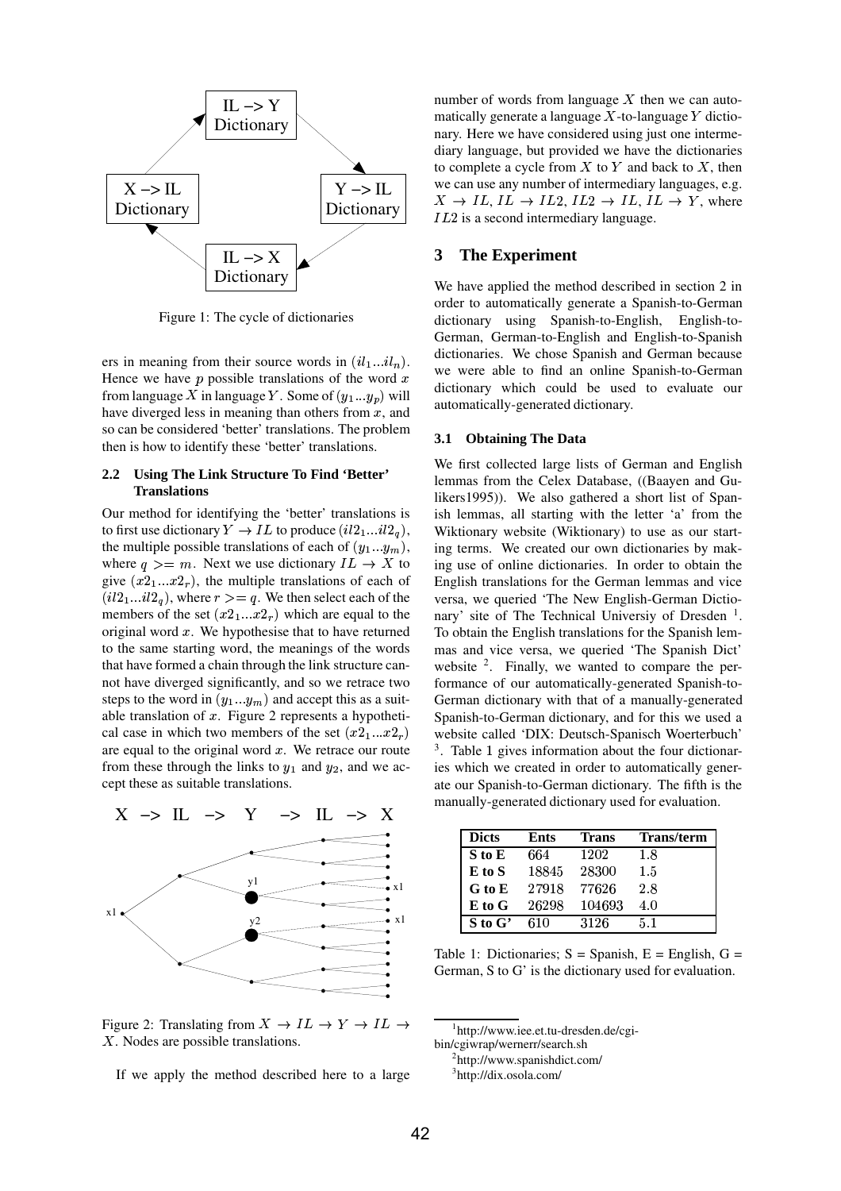Figure 1: The cycle of dictionaries

ers in meaning from their source words in $(il_1...il_n)$. Hence we have $p$ possible translations of the word $x$ from language $X$ in language $Y$. Some of $(y_1...y_p)$ will have diverged less in meaning than others from $x$, and so can be considered 'better' translations. The problem then is how to identify these 'better' translations.

### 2.2 Using The Link Structure To Find 'Better' Translations

Our method for identifying the 'better' translations is to first use dictionary $Y \rightarrow IL$ to produce $(il2_1...il2_q)$, the multiple possible translations of each of $(y_1...y_m)$, where $q >= m$. Next we use dictionary $IL \rightarrow X$ to give $(x2_1...x2_r)$, the multiple translations of each of $(il2_1...il2_q)$, where $r >= q$. We then select each of the members of the set $(x2_1...x2_r)$ which are equal to the original word $x$. We hypothesise that to have returned to the same starting word, the meanings of the words that have formed a chain through the link structure cannot have diverged significantly, and so we retrace two steps to the word in $(y_1...y_m)$ and accept this as a suitable translation of $x$. Figure 2 represents a hypothetical case in which two members of the set $(x2_1...x2_r)$ are equal to the original word $x$. We retrace our route from these through the links to $y_1$ and $y_2$, and we accept these as suitable translations.

Figure 2: Translating from $X \rightarrow IL \rightarrow Y \rightarrow IL \rightarrow X$. Nodes are possible translations.

If we apply the method described here to a large number of words from language $X$ then we can automatically generate a language $X$-to-language $Y$ dictionary. Here we have considered using just one intermediary language, but provided we have the dictionaries to complete a cycle from $X$ to $Y$ and back to $X$, then we can use any number of intermediary languages, e.g. $X \rightarrow IL$, $IL \rightarrow IL2$, $IL2 \rightarrow IL$, $IL \rightarrow Y$, where $IL2$ is a second intermediary language.

## 3 The Experiment

We have applied the method described in section 2 in order to automatically generate a Spanish-to-German dictionary using Spanish-to-English, English-to-German, German-to-English and English-to-Spanish dictionaries. We chose Spanish and German because we were able to find an online Spanish-to-German dictionary which could be used to evaluate our automatically-generated dictionary.

### 3.1 Obtaining The Data

We first collected large lists of German and English lemmas from the Celex Database, ((Baayen and Gulikers1995)). We also gathered a short list of Spanish lemmas, all starting with the letter 'a' from the Wiktionary website (Wiktionary) to use as our starting terms. We created our own dictionaries by making use of online dictionaries. In order to obtain the English translations for the German lemmas and vice versa, we queried 'The New English-German Dictionary' site of The Technical Universiy of Dresden [1]. To obtain the English translations for the Spanish lemmas and vice versa, we queried 'The Spanish Dict' website [2]. Finally, we wanted to compare the performance of our automatically-generated Spanish-to-German dictionary with that of a manually-generated Spanish-to-German dictionary, and for this we used a website called 'DIX: Deutsch-Spanisch Woerterbuch' [3]. Table 1 gives information about the four dictionaries which we created in order to automatically generate our Spanish-to-German dictionary. The fifth is the manually-generated dictionary used for evaluation.

| Dicts | Ents | Trans | Trans/term |
|---|---|---|---|
| S to E | 664 | 1202 | 1.8 |
| E to S | 18845 | 28300 | 1.5 |
| G to E | 27918 | 77626 | 2.8 |
| E to G | 26298 | 104693 | 4.0 |
| S to G' | 610 | 3126 | 5.1 |

Table 1: Dictionaries; S = Spanish, E = English, G = German, S to G' is the dictionary used for evaluation.

[1] http://www.iee.et.tu-dresden.de/cgi-bin/cgiwrap/wernerr/search.sh

[2] http://www.spanishdict.com/

[3] http://dix.osola.com/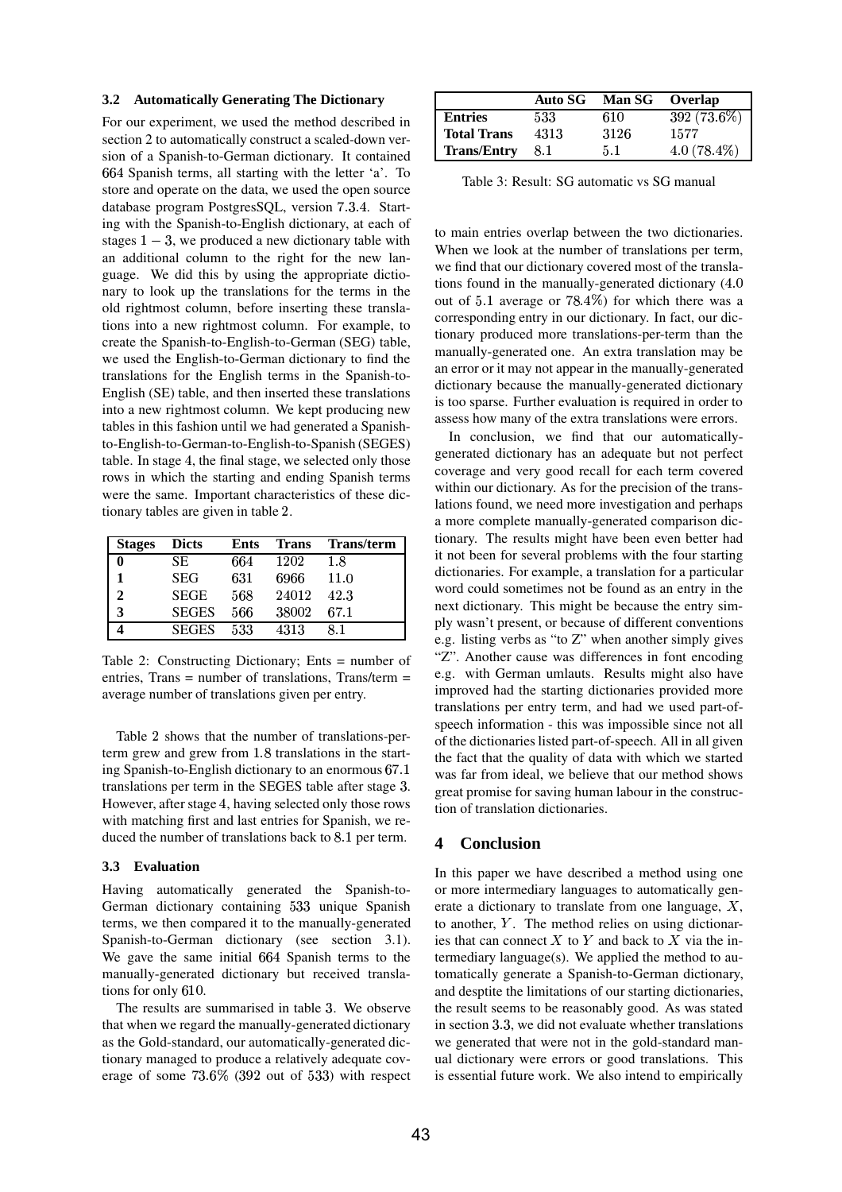### 3.2 Automatically Generating The Dictionary

For our experiment, we used the method described in section 2 to automatically construct a scaled-down version of a Spanish-to-German dictionary. It contained 664 Spanish terms, all starting with the letter 'a'. To store and operate on the data, we used the open source database program PostgresSQL, version 7.3.4. Starting with the Spanish-to-English dictionary, at each of stages $1-3$, we produced a new dictionary table with an additional column to the right for the new language. We did this by using the appropriate dictionary to look up the translations for the terms in the old rightmost column, before inserting these translations into a new rightmost column. For example, to create the Spanish-to-English-to-German (SEG) table, we used the English-to-German dictionary to find the translations for the English terms in the Spanish-to-English (SE) table, and then inserted these translations into a new rightmost column. We kept producing new tables in this fashion until we had generated a Spanish-to-English-to-German-to-English-to-Spanish (SEGES) table. In stage 4, the final stage, we selected only those rows in which the starting and ending Spanish terms were the same. Important characteristics of these dictionary tables are given in table 2.

| Stages | Dicts | Ents | Trans | Trans/term |
|---|---|---|---|---|
| **0** | SE | 664 | 1202 | 1.8 |
| **1** | SEG | 631 | 6966 | 11.0 |
| **2** | SEGE | 568 | 24012 | 42.3 |
| **3** | SEGES | 566 | 38002 | 67.1 |
| **4** | SEGES | 533 | 4313 | 8.1 |

Table 2: Constructing Dictionary; Ents = number of entries, Trans = number of translations, Trans/term = average number of translations given per entry.

Table 2 shows that the number of translations-per-term grew and grew from 1.8 translations in the starting Spanish-to-English dictionary to an enormous 67.1 translations per term in the SEGES table after stage 3. However, after stage 4, having selected only those rows with matching first and last entries for Spanish, we reduced the number of translations back to 8.1 per term.

### 3.3 Evaluation

Having automatically generated the Spanish-to-German dictionary containing 533 unique Spanish terms, we then compared it to the manually-generated Spanish-to-German dictionary (see section 3.1). We gave the same initial 664 Spanish terms to the manually-generated dictionary but received translations for only 610.

The results are summarised in table 3. We observe that when we regard the manually-generated dictionary as the Gold-standard, our automatically-generated dictionary managed to produce a relatively adequate coverage of some 73.6% (392 out of 533) with respect to main entries overlap between the two dictionaries. When we look at the number of translations per term, we find that our dictionary covered most of the translations found in the manually-generated dictionary (4.0 out of 5.1 average or 78.4%) for which there was a corresponding entry in our dictionary. In fact, our dictionary produced more translations-per-term than the manually-generated one. An extra translation may be an error or it may not appear in the manually-generated dictionary because the manually-generated dictionary is too sparse. Further evaluation is required in order to assess how many of the extra translations were errors.

| | Auto SG | Man SG | Overlap |
|---|---|---|---|
| **Entries** | 533 | 610 | 392 (73.6%) |
| **Total Trans** | 4313 | 3126 | 1577 |
| **Trans/Entry** | 8.1 | 5.1 | 4.0 (78.4%) |

Table 3: Result: SG automatic vs SG manual

In conclusion, we find that our automatically-generated dictionary has an adequate but not perfect coverage and very good recall for each term covered within our dictionary. As for the precision of the translations found, we need more investigation and perhaps a more complete manually-generated comparison dictionary. The results might have been even better had it not been for several problems with the four starting dictionaries. For example, a translation for a particular word could sometimes not be found as an entry in the next dictionary. This might be because the entry simply wasn't present, or because of different conventions e.g. listing verbs as "to Z" when another simply gives "Z". Another cause was differences in font encoding e.g. with German umlauts. Results might also have improved had the starting dictionaries provided more translations per entry term, and had we used part-of-speech information - this was impossible since not all of the dictionaries listed part-of-speech. All in all given the fact that the quality of data with which we started was far from ideal, we believe that our method shows great promise for saving human labour in the construction of translation dictionaries.

## 4 Conclusion

In this paper we have described a method using one or more intermediary languages to automatically generate a dictionary to translate from one language, $X$, to another, $Y$. The method relies on using dictionaries that can connect $X$ to $Y$ and back to $X$ via the intermediary language(s). We applied the method to automatically generate a Spanish-to-German dictionary, and desptite the limitations of our starting dictionaries, the result seems to be reasonably good. As was stated in section 3.3, we did not evaluate whether translations we generated that were not in the gold-standard manual dictionary were errors or good translations. This is essential future work. We also intend to empirically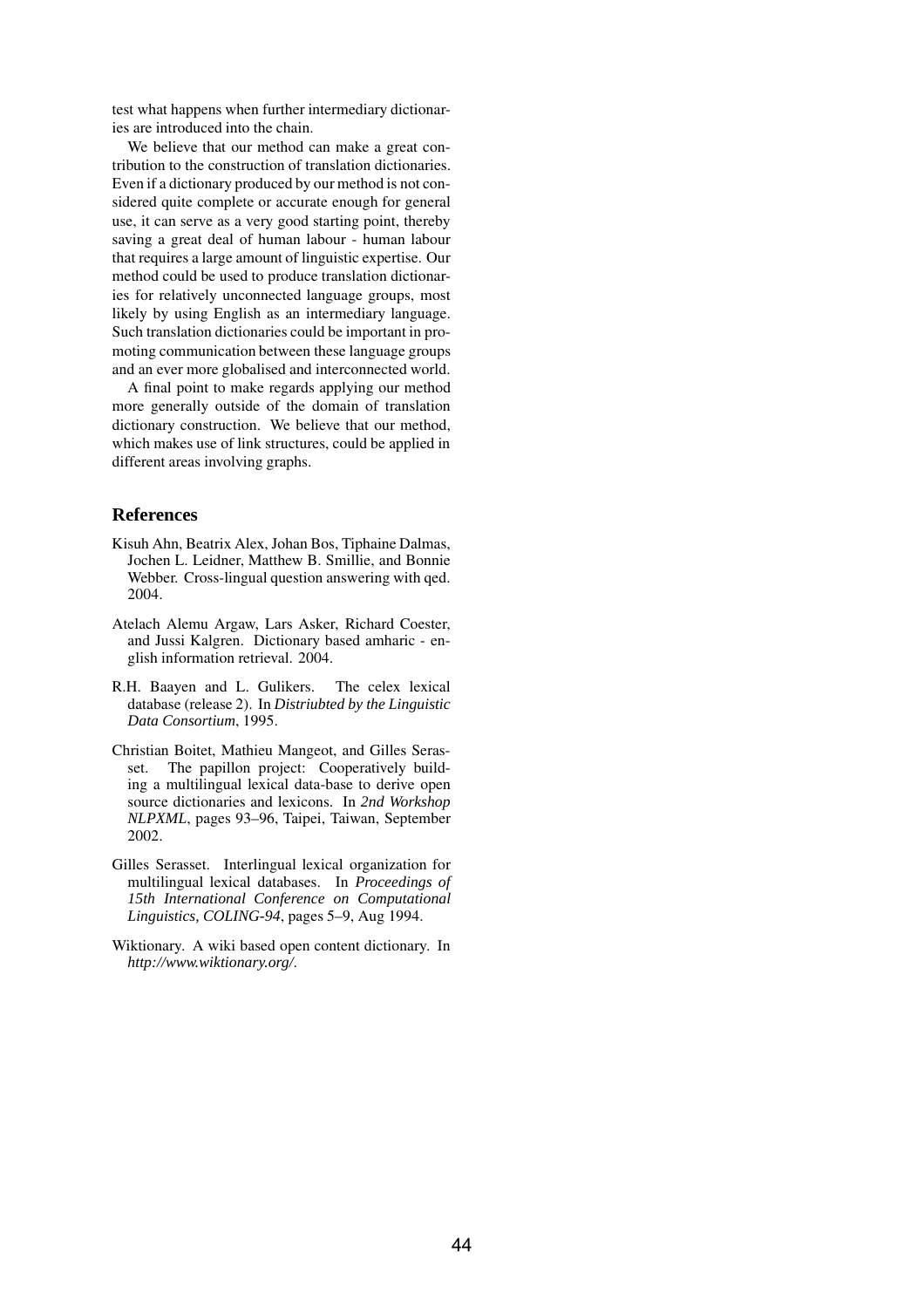test what happens when further intermediary dictionaries are introduced into the chain.

We believe that our method can make a great contribution to the construction of translation dictionaries. Even if a dictionary produced by our method is not considered quite complete or accurate enough for general use, it can serve as a very good starting point, thereby saving a great deal of human labour - human labour that requires a large amount of linguistic expertise. Our method could be used to produce translation dictionaries for relatively unconnected language groups, most likely by using English as an intermediary language. Such translation dictionaries could be important in promoting communication between these language groups and an ever more globalised and interconnected world.

A final point to make regards applying our method more generally outside of the domain of translation dictionary construction. We believe that our method, which makes use of link structures, could be applied in different areas involving graphs.

## References

Kisuh Ahn, Beatrix Alex, Johan Bos, Tiphaine Dalmas, Jochen L. Leidner, Matthew B. Smillie, and Bonnie Webber. Cross-lingual question answering with qed. 2004.

Atelach Alemu Argaw, Lars Asker, Richard Coester, and Jussi Kalgren. Dictionary based amharic - english information retrieval. 2004.

R.H. Baayen and L. Gulikers. The celex lexical database (release 2). In *Distriubted by the Linguistic Data Consortium*, 1995.

Christian Boitet, Mathieu Mangeot, and Gilles Serasset. The papillon project: Cooperatively building a multilingual lexical data-base to derive open source dictionaries and lexicons. In *2nd Workshop NLPXML*, pages 93–96, Taipei, Taiwan, September 2002.

Gilles Serasset. Interlingual lexical organization for multilingual lexical databases. In *Proceedings of 15th International Conference on Computational Linguistics, COLING-94*, pages 5–9, Aug 1994.

Wiktionary. A wiki based open content dictionary. In *http://www.wiktionary.org/*.